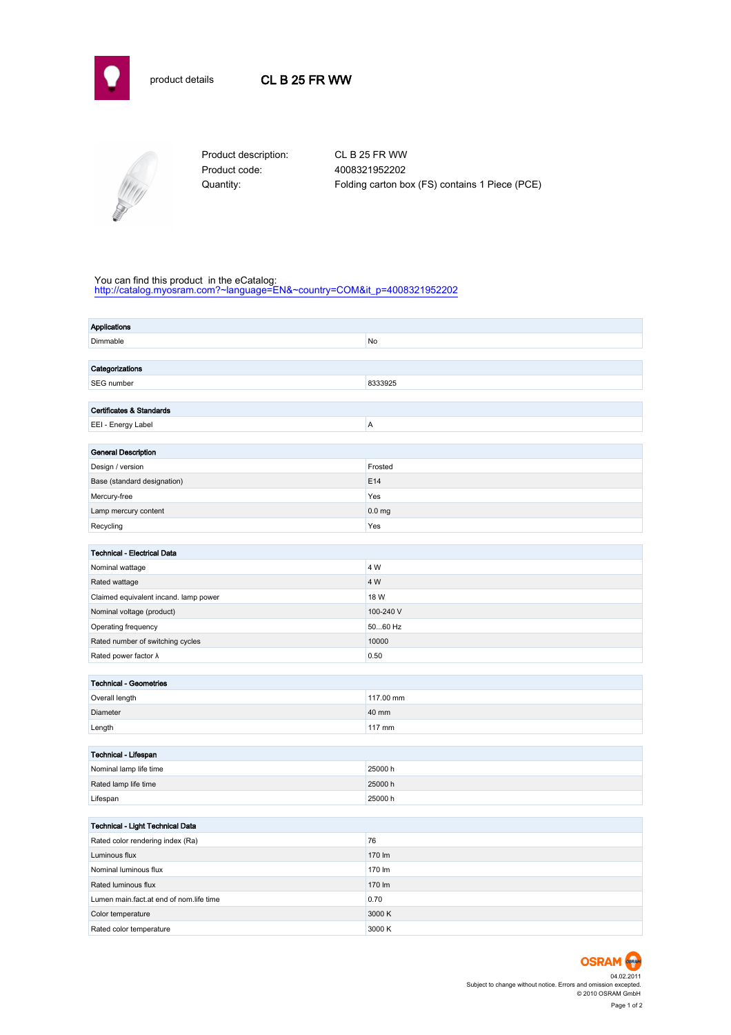product details

# CL B 25 FR WW

Product description: CL B 25 FR WW
Product code: 4008321952202
Quantity: Folding carton box (FS) contains 1 Piece (PCE)

You can find this product in the eCatalog:
http://catalog.myosram.com?~language=EN&~country=COM&it_p=4008321952202

| **Applications** | |
|---|---|
| Dimmable | No |

| **Categorizations** | |
|---|---|
| SEG number | 8333925 |

| **Certificates & Standards** | |
|---|---|
| EEI - Energy Label | A |

| **General Description** | |
|---|---|
| Design / version | Frosted |
| Base (standard designation) | E14 |
| Mercury-free | Yes |
| Lamp mercury content | 0.0 mg |
| Recycling | Yes |

| **Technical - Electrical Data** | |
|---|---|
| Nominal wattage | 4 W |
| Rated wattage | 4 W |
| Claimed equivalent incand. lamp power | 18 W |
| Nominal voltage (product) | 100-240 V |
| Operating frequency | 50...60 Hz |
| Rated number of switching cycles | 10000 |
| Rated power factor λ | 0.50 |

| **Technical - Geometries** | |
|---|---|
| Overall length | 117.00 mm |
| Diameter | 40 mm |
| Length | 117 mm |

| **Technical - Lifespan** | |
|---|---|
| Nominal lamp life time | 25000 h |
| Rated lamp life time | 25000 h |
| Lifespan | 25000 h |

| **Technical - Light Technical Data** | |
|---|---|
| Rated color rendering index (Ra) | 76 |
| Luminous flux | 170 lm |
| Nominal luminous flux | 170 lm |
| Rated luminous flux | 170 lm |
| Lumen main.fact.at end of nom.life time | 0.70 |
| Color temperature | 3000 K |
| Rated color temperature | 3000 K |

OSRAM
04.02.2011
Subject to change without notice. Errors and omission excepted.
© 2010 OSRAM GmbH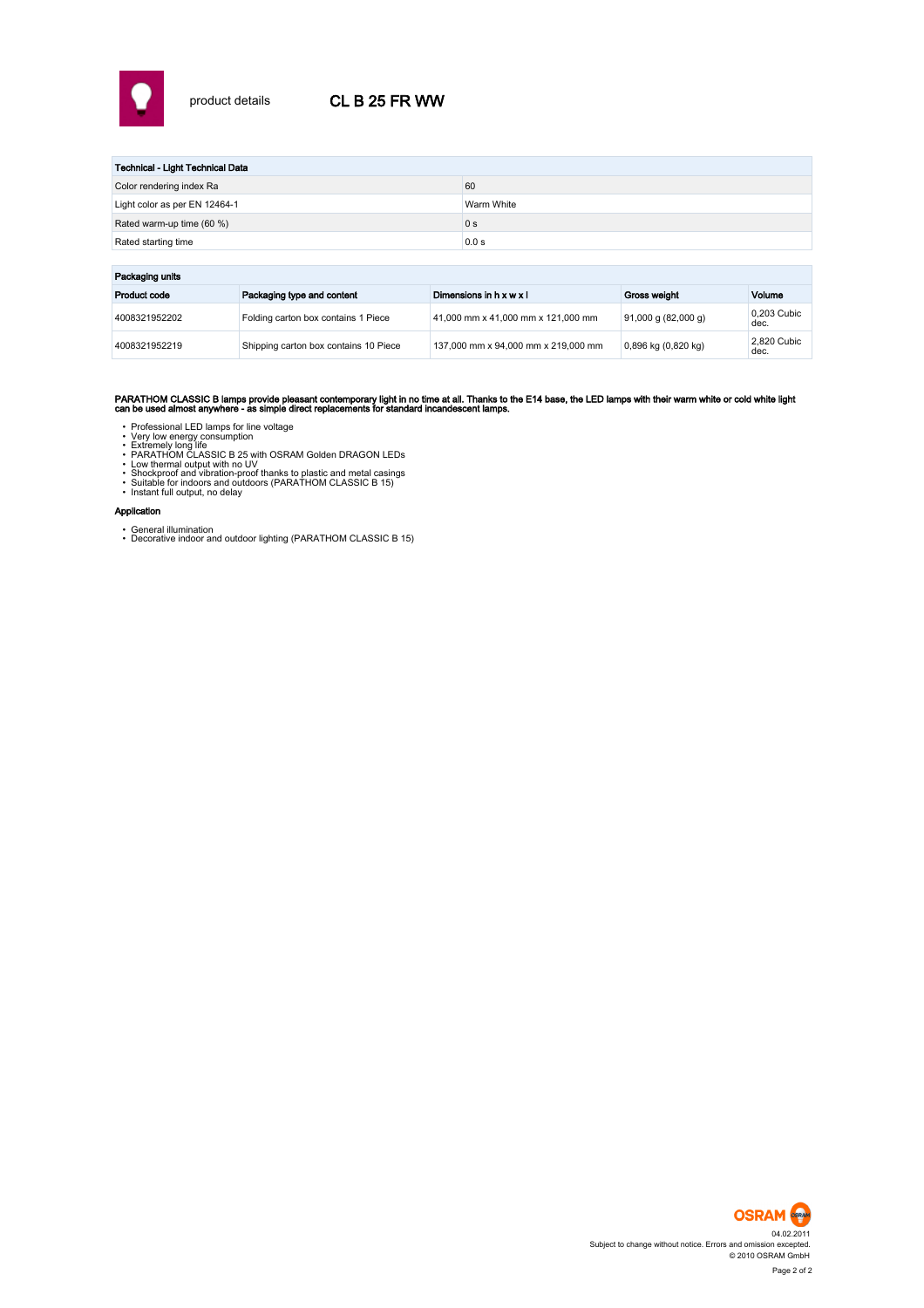product details **CL B 25 FR WW**

| Technical - Light Technical Data | |
|---|---|
| Color rendering index Ra | 60 |
| Light color as per EN 12464-1 | Warm White |
| Rated warm-up time (60 %) | 0 s |
| Rated starting time | 0.0 s |

**Packaging units**

| Product code | Packaging type and content | Dimensions in h x w x l | Gross weight | Volume |
|---|---|---|---|---|
| 4008321952202 | Folding carton box contains 1 Piece | 41,000 mm x 41,000 mm x 121,000 mm | 91,000 g (82,000 g) | 0,203 Cubic dec. |
| 4008321952219 | Shipping carton box contains 10 Piece | 137,000 mm x 94,000 mm x 219,000 mm | 0,896 kg (0,820 kg) | 2,820 Cubic dec. |

**PARATHOM CLASSIC B lamps provide pleasant contemporary light in no time at all. Thanks to the E14 base, the LED lamps with their warm white or cold white light can be used almost anywhere - as simple direct replacements for standard incandescent lamps.**

- Professional LED lamps for line voltage
- Very low energy consumption
- Extremely long life
- PARATHOM CLASSIC B 25 with OSRAM Golden DRAGON LEDs
- Low thermal output with no UV
- Shockproof and vibration-proof thanks to plastic and metal casings
- Suitable for indoors and outdoors (PARATHOM CLASSIC B 15)
- Instant full output, no delay

### Application

- General illumination
- Decorative indoor and outdoor lighting (PARATHOM CLASSIC B 15)

OSRAM

04.02.2011

Subject to change without notice. Errors and omission excepted.

© 2010 OSRAM GmbH